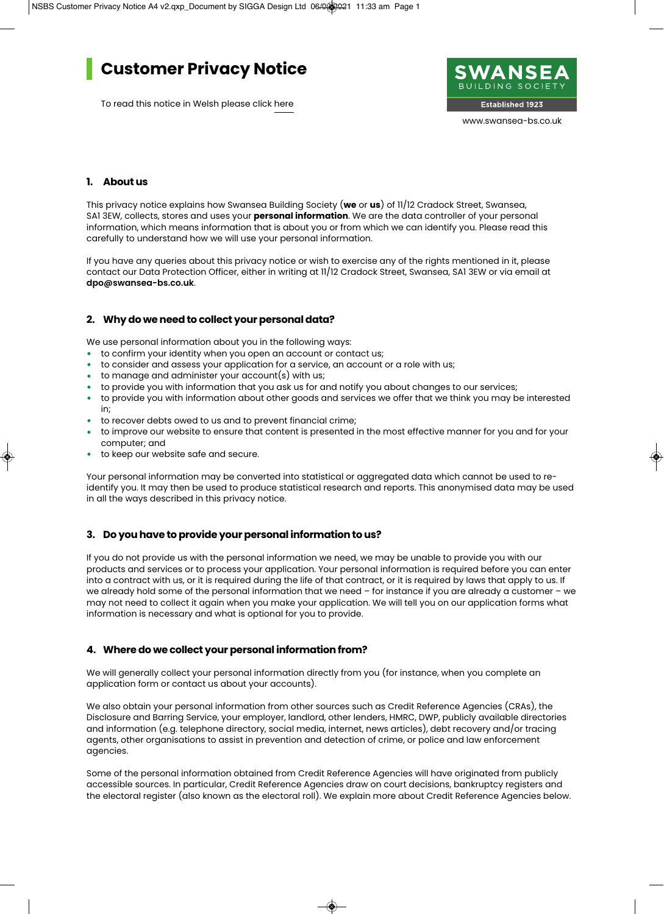# Customer Privacy Notice

To read this notice in Welsh please click here

SWANSEA BUILDING SOCIETY
Established 1923
www.swansea-bs.co.uk

## 1. About us

This privacy notice explains how Swansea Building Society (**we** or **us**) of 11/12 Cradock Street, Swansea, SA1 3EW, collects, stores and uses your **personal information**. We are the data controller of your personal information, which means information that is about you or from which we can identify you. Please read this carefully to understand how we will use your personal information.

If you have any queries about this privacy notice or wish to exercise any of the rights mentioned in it, please contact our Data Protection Officer, either in writing at 11/12 Cradock Street, Swansea, SA1 3EW or via email at **dpo@swansea-bs.co.uk**.

## 2. Why do we need to collect your personal data?

We use personal information about you in the following ways:

- to confirm your identity when you open an account or contact us;
- to consider and assess your application for a service, an account or a role with us;
- to manage and administer your account(s) with us;
- to provide you with information that you ask us for and notify you about changes to our services;
- to provide you with information about other goods and services we offer that we think you may be interested in;
- to recover debts owed to us and to prevent financial crime;
- to improve our website to ensure that content is presented in the most effective manner for you and for your computer; and
- to keep our website safe and secure.

Your personal information may be converted into statistical or aggregated data which cannot be used to re-identify you. It may then be used to produce statistical research and reports. This anonymised data may be used in all the ways described in this privacy notice.

## 3. Do you have to provide your personal information to us?

If you do not provide us with the personal information we need, we may be unable to provide you with our products and services or to process your application. Your personal information is required before you can enter into a contract with us, or it is required during the life of that contract, or it is required by laws that apply to us. If we already hold some of the personal information that we need – for instance if you are already a customer – we may not need to collect it again when you make your application. We will tell you on our application forms what information is necessary and what is optional for you to provide.

## 4. Where do we collect your personal information from?

We will generally collect your personal information directly from you (for instance, when you complete an application form or contact us about your accounts).

We also obtain your personal information from other sources such as Credit Reference Agencies (CRAs), the Disclosure and Barring Service, your employer, landlord, other lenders, HMRC, DWP, publicly available directories and information (e.g. telephone directory, social media, internet, news articles), debt recovery and/or tracing agents, other organisations to assist in prevention and detection of crime, or police and law enforcement agencies.

Some of the personal information obtained from Credit Reference Agencies will have originated from publicly accessible sources. In particular, Credit Reference Agencies draw on court decisions, bankruptcy registers and the electoral register (also known as the electoral roll). We explain more about Credit Reference Agencies below.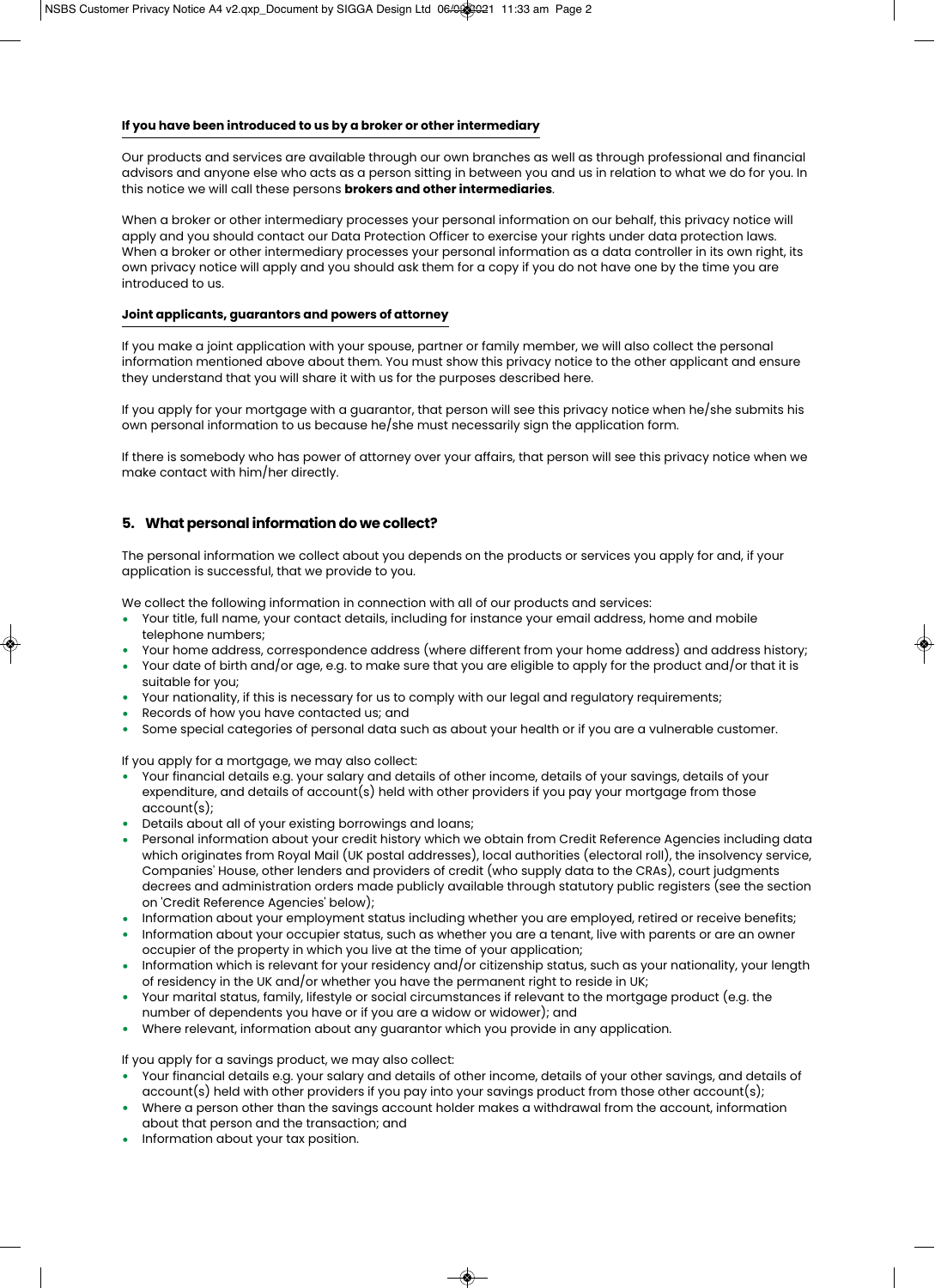### If you have been introduced to us by a broker or other intermediary

Our products and services are available through our own branches as well as through professional and financial advisors and anyone else who acts as a person sitting in between you and us in relation to what we do for you. In this notice we will call these persons **brokers and other intermediaries**.

When a broker or other intermediary processes your personal information on our behalf, this privacy notice will apply and you should contact our Data Protection Officer to exercise your rights under data protection laws. When a broker or other intermediary processes your personal information as a data controller in its own right, its own privacy notice will apply and you should ask them for a copy if you do not have one by the time you are introduced to us.

### Joint applicants, guarantors and powers of attorney

If you make a joint application with your spouse, partner or family member, we will also collect the personal information mentioned above about them. You must show this privacy notice to the other applicant and ensure they understand that you will share it with us for the purposes described here.

If you apply for your mortgage with a guarantor, that person will see this privacy notice when he/she submits his own personal information to us because he/she must necessarily sign the application form.

If there is somebody who has power of attorney over your affairs, that person will see this privacy notice when we make contact with him/her directly.

## 5. What personal information do we collect?

The personal information we collect about you depends on the products or services you apply for and, if your application is successful, that we provide to you.

We collect the following information in connection with all of our products and services:

- Your title, full name, your contact details, including for instance your email address, home and mobile telephone numbers;
- Your home address, correspondence address (where different from your home address) and address history;
- Your date of birth and/or age, e.g. to make sure that you are eligible to apply for the product and/or that it is suitable for you;
- Your nationality, if this is necessary for us to comply with our legal and regulatory requirements;
- Records of how you have contacted us; and
- Some special categories of personal data such as about your health or if you are a vulnerable customer.

If you apply for a mortgage, we may also collect:

- Your financial details e.g. your salary and details of other income, details of your savings, details of your expenditure, and details of account(s) held with other providers if you pay your mortgage from those account(s);
- Details about all of your existing borrowings and loans;
- Personal information about your credit history which we obtain from Credit Reference Agencies including data which originates from Royal Mail (UK postal addresses), local authorities (electoral roll), the insolvency service, Companies' House, other lenders and providers of credit (who supply data to the CRAs), court judgments decrees and administration orders made publicly available through statutory public registers (see the section on 'Credit Reference Agencies' below);
- Information about your employment status including whether you are employed, retired or receive benefits;
- Information about your occupier status, such as whether you are a tenant, live with parents or are an owner occupier of the property in which you live at the time of your application;
- Information which is relevant for your residency and/or citizenship status, such as your nationality, your length of residency in the UK and/or whether you have the permanent right to reside in UK;
- Your marital status, family, lifestyle or social circumstances if relevant to the mortgage product (e.g. the number of dependents you have or if you are a widow or widower); and
- Where relevant, information about any guarantor which you provide in any application.

If you apply for a savings product, we may also collect:

- Your financial details e.g. your salary and details of other income, details of your other savings, and details of account(s) held with other providers if you pay into your savings product from those other account(s);
- Where a person other than the savings account holder makes a withdrawal from the account, information about that person and the transaction; and
- Information about your tax position.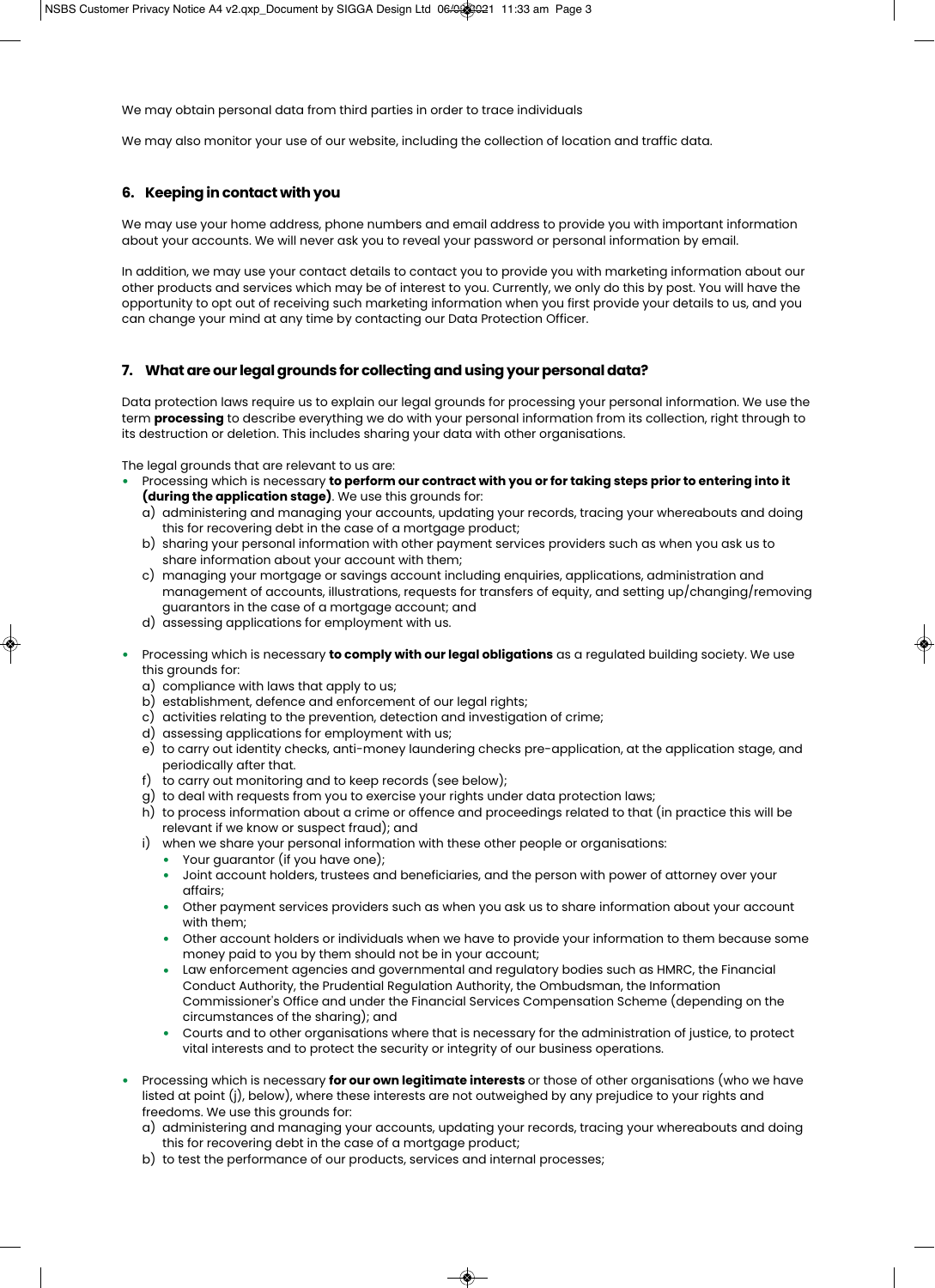We may obtain personal data from third parties in order to trace individuals

We may also monitor your use of our website, including the collection of location and traffic data.

## 6. Keeping in contact with you

We may use your home address, phone numbers and email address to provide you with important information about your accounts. We will never ask you to reveal your password or personal information by email.

In addition, we may use your contact details to contact you to provide you with marketing information about our other products and services which may be of interest to you. Currently, we only do this by post. You will have the opportunity to opt out of receiving such marketing information when you first provide your details to us, and you can change your mind at any time by contacting our Data Protection Officer.

## 7. What are our legal grounds for collecting and using your personal data?

Data protection laws require us to explain our legal grounds for processing your personal information. We use the term **processing** to describe everything we do with your personal information from its collection, right through to its destruction or deletion. This includes sharing your data with other organisations.

The legal grounds that are relevant to us are:

- Processing which is necessary **to perform our contract with you or for taking steps prior to entering into it (during the application stage)**. We use this grounds for:
  a) administering and managing your accounts, updating your records, tracing your whereabouts and doing this for recovering debt in the case of a mortgage product;
  b) sharing your personal information with other payment services providers such as when you ask us to share information about your account with them;
  c) managing your mortgage or savings account including enquiries, applications, administration and management of accounts, illustrations, requests for transfers of equity, and setting up/changing/removing guarantors in the case of a mortgage account; and
  d) assessing applications for employment with us.

- Processing which is necessary **to comply with our legal obligations** as a regulated building society. We use this grounds for:
  a) compliance with laws that apply to us;
  b) establishment, defence and enforcement of our legal rights;
  c) activities relating to the prevention, detection and investigation of crime;
  d) assessing applications for employment with us;
  e) to carry out identity checks, anti-money laundering checks pre-application, at the application stage, and periodically after that.
  f) to carry out monitoring and to keep records (see below);
  g) to deal with requests from you to exercise your rights under data protection laws;
  h) to process information about a crime or offence and proceedings related to that (in practice this will be relevant if we know or suspect fraud); and
  i) when we share your personal information with these other people or organisations:
    - Your guarantor (if you have one);
    - Joint account holders, trustees and beneficiaries, and the person with power of attorney over your affairs;
    - Other payment services providers such as when you ask us to share information about your account with them;
    - Other account holders or individuals when we have to provide your information to them because some money paid to you by them should not be in your account;
    - Law enforcement agencies and governmental and regulatory bodies such as HMRC, the Financial Conduct Authority, the Prudential Regulation Authority, the Ombudsman, the Information Commissioner's Office and under the Financial Services Compensation Scheme (depending on the circumstances of the sharing); and
    - Courts and to other organisations where that is necessary for the administration of justice, to protect vital interests and to protect the security or integrity of our business operations.

- Processing which is necessary **for our own legitimate interests** or those of other organisations (who we have listed at point (j), below), where these interests are not outweighed by any prejudice to your rights and freedoms. We use this grounds for:
  a) administering and managing your accounts, updating your records, tracing your whereabouts and doing this for recovering debt in the case of a mortgage product;
  b) to test the performance of our products, services and internal processes;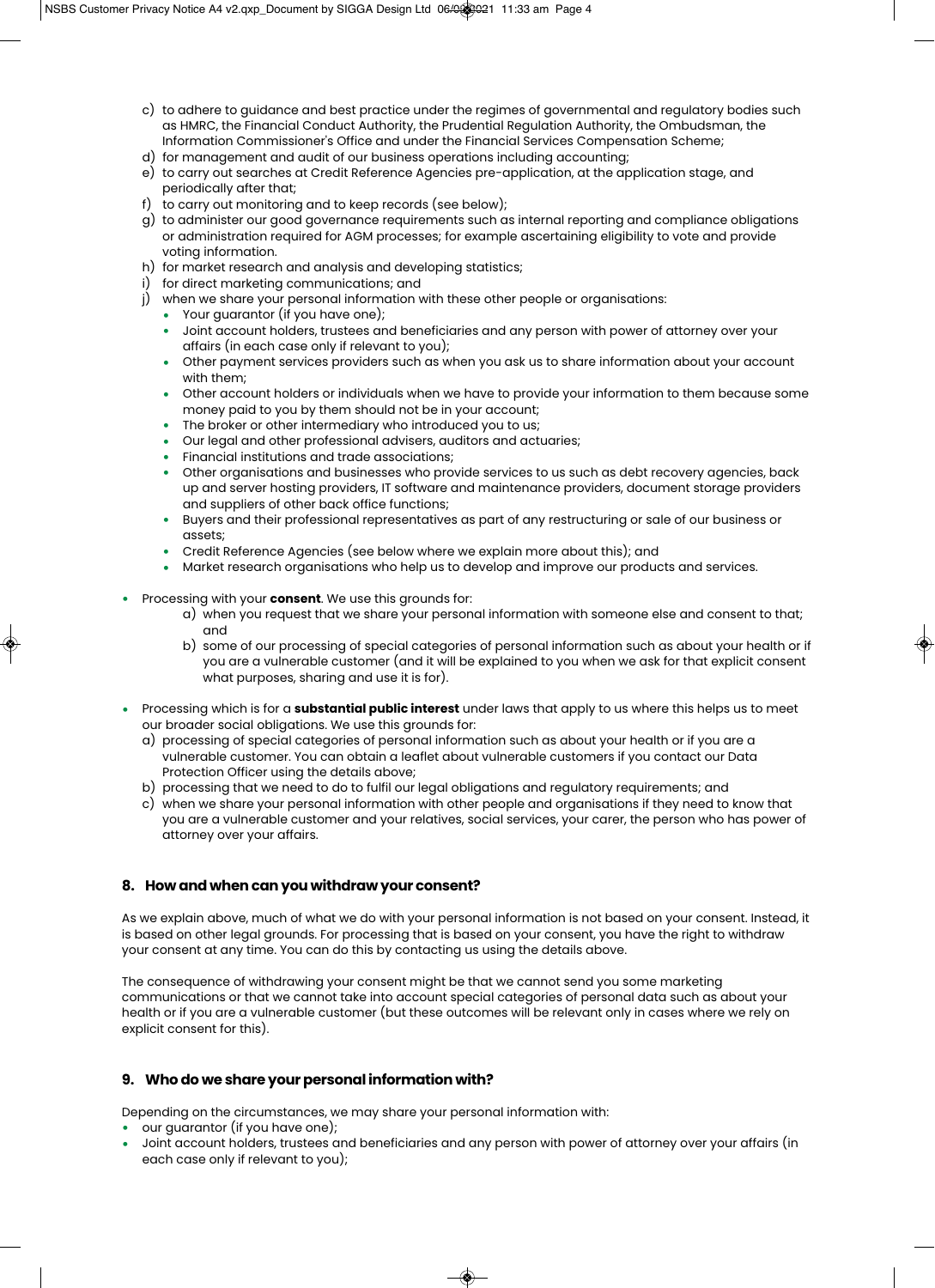c) to adhere to guidance and best practice under the regimes of governmental and regulatory bodies such as HMRC, the Financial Conduct Authority, the Prudential Regulation Authority, the Ombudsman, the Information Commissioner's Office and under the Financial Services Compensation Scheme;
d) for management and audit of our business operations including accounting;
e) to carry out searches at Credit Reference Agencies pre-application, at the application stage, and periodically after that;
f) to carry out monitoring and to keep records (see below);
g) to administer our good governance requirements such as internal reporting and compliance obligations or administration required for AGM processes; for example ascertaining eligibility to vote and provide voting information.
h) for market research and analysis and developing statistics;
i) for direct marketing communications; and
j) when we share your personal information with these other people or organisations:
   - Your guarantor (if you have one);
   - Joint account holders, trustees and beneficiaries and any person with power of attorney over your affairs (in each case only if relevant to you);
   - Other payment services providers such as when you ask us to share information about your account with them;
   - Other account holders or individuals when we have to provide your information to them because some money paid to you by them should not be in your account;
   - The broker or other intermediary who introduced you to us;
   - Our legal and other professional advisers, auditors and actuaries;
   - Financial institutions and trade associations;
   - Other organisations and businesses who provide services to us such as debt recovery agencies, back up and server hosting providers, IT software and maintenance providers, document storage providers and suppliers of other back office functions;
   - Buyers and their professional representatives as part of any restructuring or sale of our business or assets;
   - Credit Reference Agencies (see below where we explain more about this); and
   - Market research organisations who help us to develop and improve our products and services.

- Processing with your **consent**. We use this grounds for:
   a) when you request that we share your personal information with someone else and consent to that; and
   b) some of our processing of special categories of personal information such as about your health or if you are a vulnerable customer (and it will be explained to you when we ask for that explicit consent what purposes, sharing and use it is for).

- Processing which is for a **substantial public interest** under laws that apply to us where this helps us to meet our broader social obligations. We use this grounds for:
   a) processing of special categories of personal information such as about your health or if you are a vulnerable customer. You can obtain a leaflet about vulnerable customers if you contact our Data Protection Officer using the details above;
   b) processing that we need to do to fulfil our legal obligations and regulatory requirements; and
   c) when we share your personal information with other people and organisations if they need to know that you are a vulnerable customer and your relatives, social services, your carer, the person who has power of attorney over your affairs.

## 8. How and when can you withdraw your consent?

As we explain above, much of what we do with your personal information is not based on your consent. Instead, it is based on other legal grounds. For processing that is based on your consent, you have the right to withdraw your consent at any time. You can do this by contacting us using the details above.

The consequence of withdrawing your consent might be that we cannot send you some marketing communications or that we cannot take into account special categories of personal data such as about your health or if you are a vulnerable customer (but these outcomes will be relevant only in cases where we rely on explicit consent for this).

## 9. Who do we share your personal information with?

Depending on the circumstances, we may share your personal information with:

- our guarantor (if you have one);
- Joint account holders, trustees and beneficiaries and any person with power of attorney over your affairs (in each case only if relevant to you);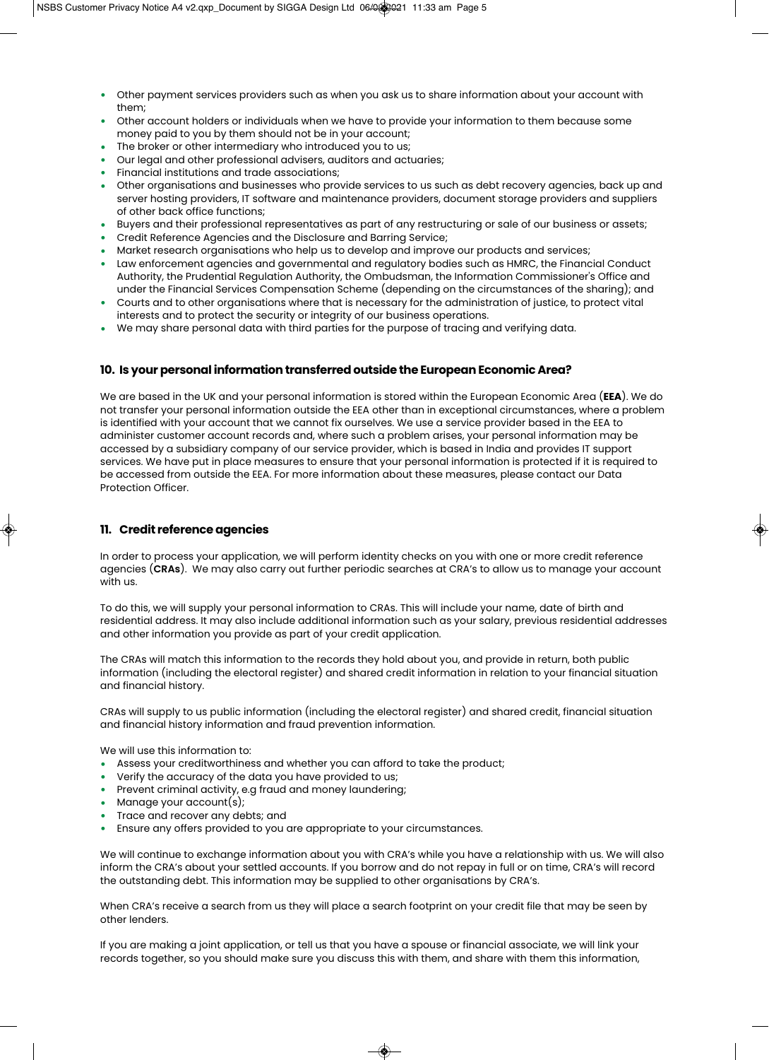- Other payment services providers such as when you ask us to share information about your account with them;
- Other account holders or individuals when we have to provide your information to them because some money paid to you by them should not be in your account;
- The broker or other intermediary who introduced you to us;
- Our legal and other professional advisers, auditors and actuaries;
- Financial institutions and trade associations;
- Other organisations and businesses who provide services to us such as debt recovery agencies, back up and server hosting providers, IT software and maintenance providers, document storage providers and suppliers of other back office functions;
- Buyers and their professional representatives as part of any restructuring or sale of our business or assets;
- Credit Reference Agencies and the Disclosure and Barring Service;
- Market research organisations who help us to develop and improve our products and services;
- Law enforcement agencies and governmental and regulatory bodies such as HMRC, the Financial Conduct Authority, the Prudential Regulation Authority, the Ombudsman, the Information Commissioner's Office and under the Financial Services Compensation Scheme (depending on the circumstances of the sharing); and
- Courts and to other organisations where that is necessary for the administration of justice, to protect vital interests and to protect the security or integrity of our business operations.
- We may share personal data with third parties for the purpose of tracing and verifying data.

## 10. Is your personal information transferred outside the European Economic Area?

We are based in the UK and your personal information is stored within the European Economic Area (**EEA**). We do not transfer your personal information outside the EEA other than in exceptional circumstances, where a problem is identified with your account that we cannot fix ourselves. We use a service provider based in the EEA to administer customer account records and, where such a problem arises, your personal information may be accessed by a subsidiary company of our service provider, which is based in India and provides IT support services. We have put in place measures to ensure that your personal information is protected if it is required to be accessed from outside the EEA. For more information about these measures, please contact our Data Protection Officer.

## 11. Credit reference agencies

In order to process your application, we will perform identity checks on you with one or more credit reference agencies (**CRAs**). We may also carry out further periodic searches at CRA's to allow us to manage your account with us.

To do this, we will supply your personal information to CRAs. This will include your name, date of birth and residential address. It may also include additional information such as your salary, previous residential addresses and other information you provide as part of your credit application.

The CRAs will match this information to the records they hold about you, and provide in return, both public information (including the electoral register) and shared credit information in relation to your financial situation and financial history.

CRAs will supply to us public information (including the electoral register) and shared credit, financial situation and financial history information and fraud prevention information.

We will use this information to:

- Assess your creditworthiness and whether you can afford to take the product;
- Verify the accuracy of the data you have provided to us;
- Prevent criminal activity, e.g fraud and money laundering;
- Manage your account(s);
- Trace and recover any debts; and
- Ensure any offers provided to you are appropriate to your circumstances.

We will continue to exchange information about you with CRA's while you have a relationship with us. We will also inform the CRA's about your settled accounts. If you borrow and do not repay in full or on time, CRA's will record the outstanding debt. This information may be supplied to other organisations by CRA's.

When CRA's receive a search from us they will place a search footprint on your credit file that may be seen by other lenders.

If you are making a joint application, or tell us that you have a spouse or financial associate, we will link your records together, so you should make sure you discuss this with them, and share with them this information,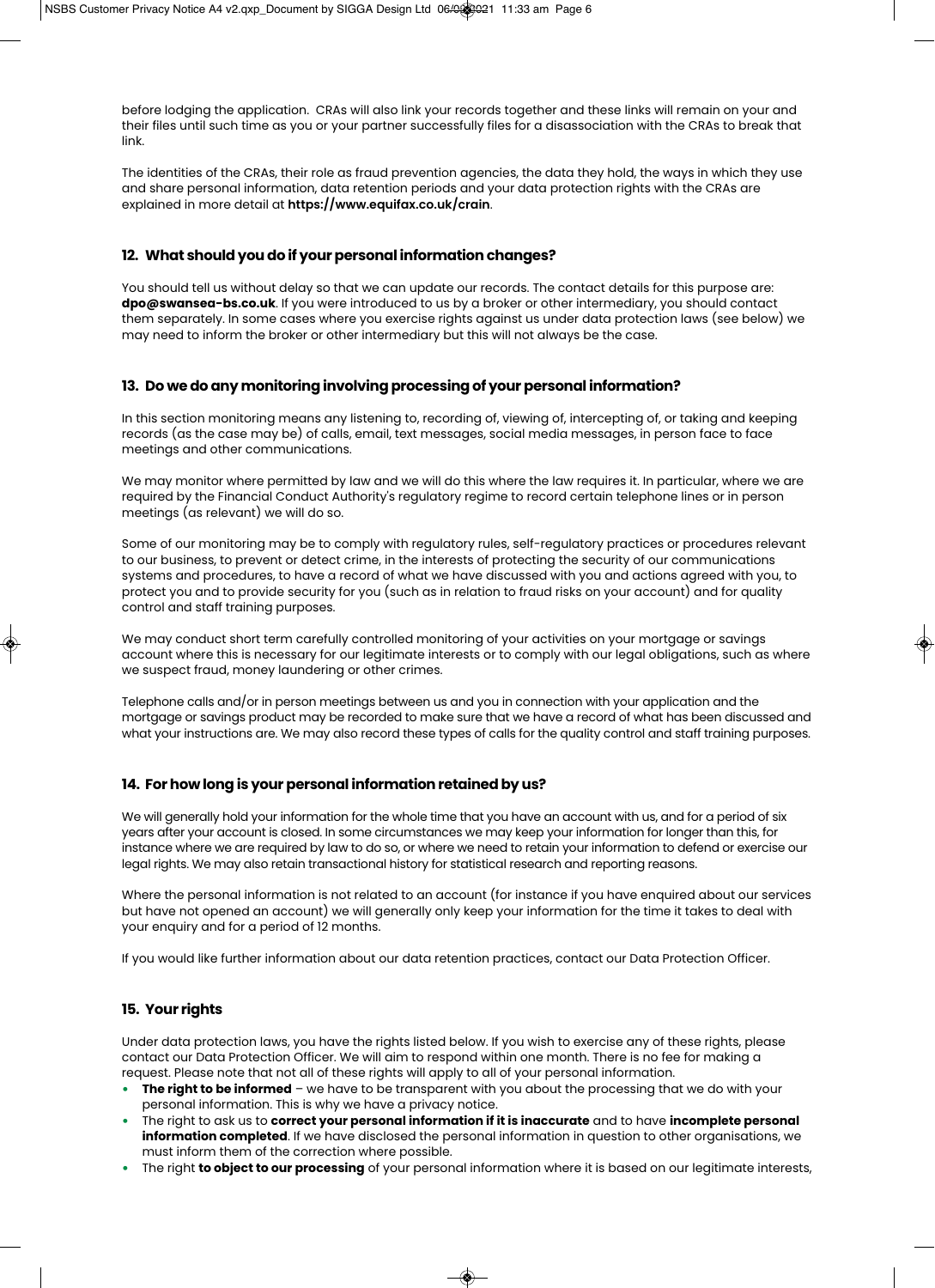before lodging the application. CRAs will also link your records together and these links will remain on your and their files until such time as you or your partner successfully files for a disassociation with the CRAs to break that link.

The identities of the CRAs, their role as fraud prevention agencies, the data they hold, the ways in which they use and share personal information, data retention periods and your data protection rights with the CRAs are explained in more detail at **https://www.equifax.co.uk/crain**.

### 12. What should you do if your personal information changes?

You should tell us without delay so that we can update our records. The contact details for this purpose are: **dpo@swansea-bs.co.uk**. If you were introduced to us by a broker or other intermediary, you should contact them separately. In some cases where you exercise rights against us under data protection laws (see below) we may need to inform the broker or other intermediary but this will not always be the case.

### 13. Do we do any monitoring involving processing of your personal information?

In this section monitoring means any listening to, recording of, viewing of, intercepting of, or taking and keeping records (as the case may be) of calls, email, text messages, social media messages, in person face to face meetings and other communications.

We may monitor where permitted by law and we will do this where the law requires it. In particular, where we are required by the Financial Conduct Authority's regulatory regime to record certain telephone lines or in person meetings (as relevant) we will do so.

Some of our monitoring may be to comply with regulatory rules, self-regulatory practices or procedures relevant to our business, to prevent or detect crime, in the interests of protecting the security of our communications systems and procedures, to have a record of what we have discussed with you and actions agreed with you, to protect you and to provide security for you (such as in relation to fraud risks on your account) and for quality control and staff training purposes.

We may conduct short term carefully controlled monitoring of your activities on your mortgage or savings account where this is necessary for our legitimate interests or to comply with our legal obligations, such as where we suspect fraud, money laundering or other crimes.

Telephone calls and/or in person meetings between us and you in connection with your application and the mortgage or savings product may be recorded to make sure that we have a record of what has been discussed and what your instructions are. We may also record these types of calls for the quality control and staff training purposes.

### 14. For how long is your personal information retained by us?

We will generally hold your information for the whole time that you have an account with us, and for a period of six years after your account is closed. In some circumstances we may keep your information for longer than this, for instance where we are required by law to do so, or where we need to retain your information to defend or exercise our legal rights. We may also retain transactional history for statistical research and reporting reasons.

Where the personal information is not related to an account (for instance if you have enquired about our services but have not opened an account) we will generally only keep your information for the time it takes to deal with your enquiry and for a period of 12 months.

If you would like further information about our data retention practices, contact our Data Protection Officer.

### 15. Your rights

Under data protection laws, you have the rights listed below. If you wish to exercise any of these rights, please contact our Data Protection Officer. We will aim to respond within one month. There is no fee for making a request. Please note that not all of these rights will apply to all of your personal information.

- **The right to be informed** – we have to be transparent with you about the processing that we do with your personal information. This is why we have a privacy notice.
- The right to ask us to **correct your personal information if it is inaccurate** and to have **incomplete personal information completed**. If we have disclosed the personal information in question to other organisations, we must inform them of the correction where possible.
- The right **to object to our processing** of your personal information where it is based on our legitimate interests,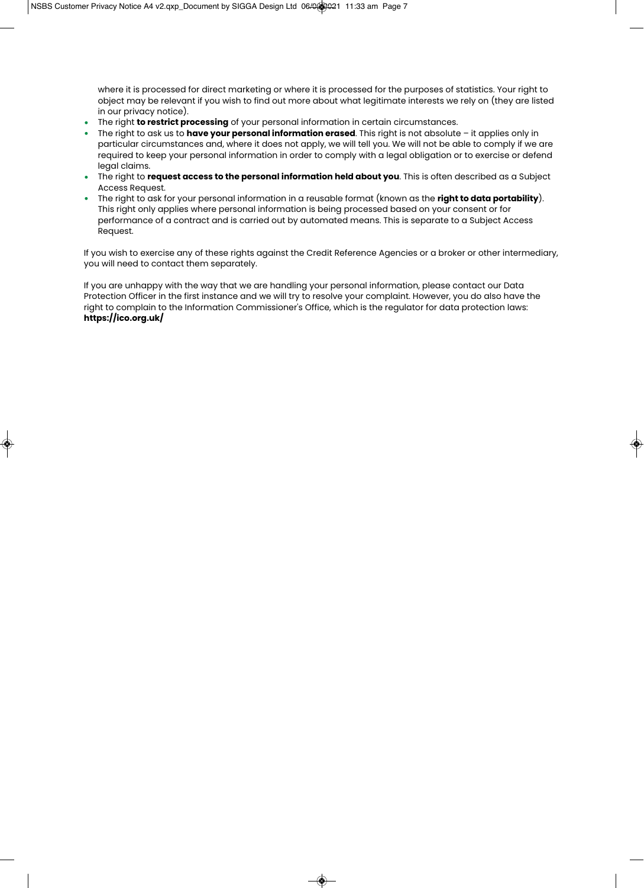where it is processed for direct marketing or where it is processed for the purposes of statistics. Your right to object may be relevant if you wish to find out more about what legitimate interests we rely on (they are listed in our privacy notice).

- The right **to restrict processing** of your personal information in certain circumstances.
- The right to ask us to **have your personal information erased**. This right is not absolute – it applies only in particular circumstances and, where it does not apply, we will tell you. We will not be able to comply if we are required to keep your personal information in order to comply with a legal obligation or to exercise or defend legal claims.
- The right to **request access to the personal information held about you**. This is often described as a Subject Access Request.
- The right to ask for your personal information in a reusable format (known as the **right to data portability**). This right only applies where personal information is being processed based on your consent or for performance of a contract and is carried out by automated means. This is separate to a Subject Access Request.

If you wish to exercise any of these rights against the Credit Reference Agencies or a broker or other intermediary, you will need to contact them separately.

If you are unhappy with the way that we are handling your personal information, please contact our Data Protection Officer in the first instance and we will try to resolve your complaint. However, you do also have the right to complain to the Information Commissioner's Office, which is the regulator for data protection laws: **https://ico.org.uk/**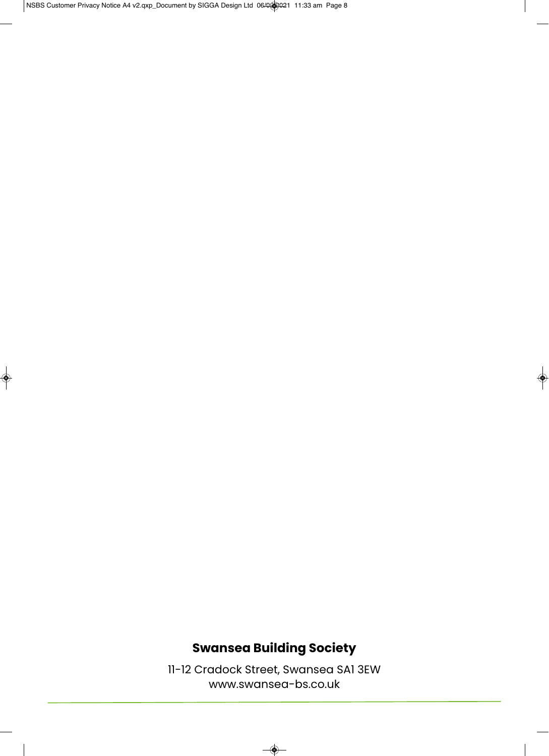**Swansea Building Society**

11-12 Cradock Street, Swansea SA1 3EW
www.swansea-bs.co.uk